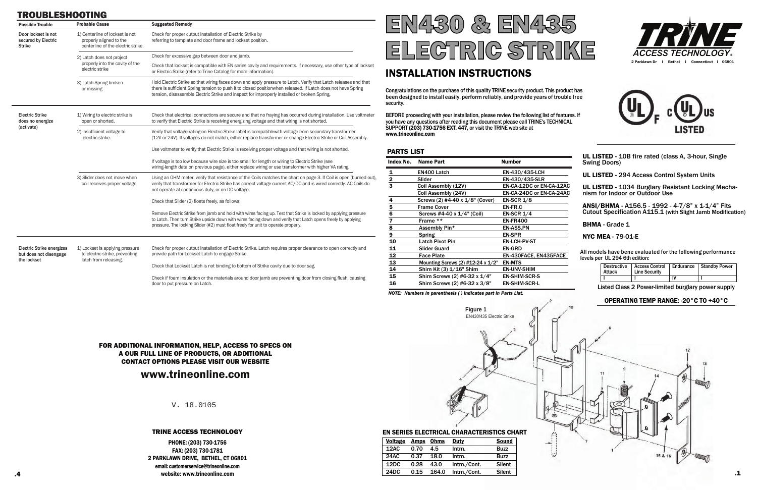# EN430 & EN435 ELECTRIC STRIKE

## INSTALLATION INSTRUCTIONS

**TRINE ACCESS TECHNOLOGY®**
2 Parklawn Dr | Bethel | Connecticut | 06801

Congratulations on the purchase of this quality TRINE security product. This product has been designed to install easily, perform reliably, and provide years of trouble free security.

BEFORE proceeding with your installation, please review the following list of features. If you have any questions after reading this document please call TRINE's TECHNICAL SUPPORT **(203) 730-1756 EXT. 447**, or visit the TRINE web site at **www.trineonline.com**

**UL LISTED** - 10B fire rated (class A, 3-hour, Single Swing Doors)

**UL LISTED** - 294 Access Control System Units

**UL LISTED** - 1034 Burglary Resistant Locking Mechanism for Indoor or Outdoor Use

**ANSI/BHMA** - A156.5 - 1992 - 4-7/8" x 1-1/4" Fits Cutout Specification A115.1 (with Slight Jamb Modification)

**BHMA** - Grade 1

**NYC MEA** - 79-01-E

All models have bene evaluated for the following performance levels per UL 294 6th edition:

| Destructive Attack | Access Control Line Security | Endurance | Standby Power |
|---|---|---|---|
| I | I | IV | I |

Listed Class 2 Power-limited burglary power supply

**OPERATING TEMP RANGE: -20°C TO +40°C**

### PARTS LIST

| Index No. | Name Part | Number |
|---|---|---|
| 1 | EN400 Latch | EN-430/435-LCH |
| 2 | Slider | EN-430/435-SLR |
| 3 | Coil Assembly (12V) | EN-CA-12DC or EN-CA-12AC |
| | Coil Assembly (24V) | EN-CA-24DC or EN-CA-24AC |
| 4 | Screws (2) #4-40 x 1/8" (Cover) | EN-SCR 1/8 |
| 5 | Frame Cover | EN-FR.C |
| 6 | Screws #4-40 x 1/4" (Coil) | EN-SCR 1/4 |
| 7 | Frame ** | EN-FR400 |
| 8 | Assembly Pin* | EN-ASS.PN |
| 9 | Spring | EN-SPR |
| 10 | Latch Pivot Pin | EN-LCH-PV-ST |
| 11 | Slider Guard | EN-GRD |
| 12 | Face Plate | EN-430FACE, EN435FACE |
| 13 | Mounting Screws (2) #12-24 x 1/2" | EN-MTS |
| 14 | Shim Kit (3) 1/16" Shim | EN-UNV-SHIM |
| 15 | Shim Screws (2) #6-32 x 1/4" | EN-SHIM-SCR-S |
| 16 | Shim Screws (2) #6-32 x 3/8" | EN-SHIM-SCR-L |

*NOTE: Numbers in parenthesis ( ) indicates part in Parts List.*

Figure 1
EN430/435 Electric Strike

### EN SERIES ELECTRICAL CHARACTERISTICS CHART

| Voltage | Amps | Ohms | Duty | Sound |
|---|---|---|---|---|
| 12AC | 0.70 | 4.5 | Intm. | Buzz |
| 24AC | 0.37 | 18.0 | Intm. | Buzz |
| 12DC | 0.28 | 43.0 | Intm./Cont. | Silent |
| 24DC | 0.15 | 164.0 | Intm./Cont. | Silent |

## TROUBLESHOOTING

| Possible Trouble | Probable Cause | Suggested Remedy |
|---|---|---|
| Door lockset is not secured by Electric Strike | 1) Centerline of lockset is not properly aligned to the centerline of the electric strike. | Check for proper cutout installation of Electric Strike by referring to template and door frame and lockset position. |
| | 2) Latch does not project properly into the cavity of the electric strike | Check for excessive gap between door and jamb. |
| | | Check that lockset is compatible with EN series cavity and requirements. If necessary, use other type of lockset or Electric Strike (refer to Trine Catalog for more information). |
| | 3) Latch Spring broken or missing | Hold Electric Strike so that wiring faces down and apply pressure to Latch. Verify that Latch releases and that there is sufficient Spring tension to push it to closed positionwhen released. If Latch does not have Spring tension, disassemble Electric Strike and inspect for improperly installed or broken Spring. |
| Electric Strike does no energize (activate) | 1) Wiring to electric strike is open or shorted. | Check that electrical connections are secure and that no fraying has occurred during installation. Use voltmeter to verify that Electric Strike is receiving energizing voltage and that wiring is not shorted. |
| | 2) Insufficient voltage to electric strike. | Verify that voltage rating on Electric Strike label is compatiblewith voltage from secondary transformer (12V or 24V). If voltages do not match, either replace transformer or change Electric Strike or Coil Assembly. |
| | | Use voltmeter to verify that Electric Strike is receiving proper voltage and that wiring is not shorted. |
| | | If voltage is too low because wire size is too small for length or wiring to Electric Strike (see wiring-length data on previous page), either replace wiring or use transformer with higher VA rating. |
| | 3) Slider does not move when coil receives proper voltage | Using an OHM meter, verify that resistance of the Coils matches the chart on page 3. If Coil is open (burned out), verify that transformer for Electric Strike has correct voltage current AC/DC and is wired correctly. AC Coils do not operate at continuous duty, or on DC voltage. |
| | | Check that Slider (2) floats freely, as follows: |
| | | Remove Electric Strike from jamb and hold with wires facing up. Test that Strike is locked by applying pressure to Latch. Then turn Strike upside down with wires facing down and verify that Latch opens freely by applying pressure. The locking Slider (#2) must float freely for unit to operate properly. |
| Electric Strike energizes but does not disengage the lockset | 1) Lockset is applying pressure to electric strike, preventing latch from releasing. | Check for proper cutout installation of Electric Strike. Latch requires proper clearance to open correctly and provide path for Lockset Latch to engage Strike. |
| | | Check that Lockset Latch is not binding to bottom of Strike cavity due to door sag. |
| | | Check if foam insulation or the materials around door jamb are preventing door from closing flush, causing door to put pressure on Latch. |

**FOR ADDITIONAL INFORMATION, HELP, ACCESS TO SPECS ON A OUR FULL LINE OF PRODUCTS, OR ADDITIONAL CONTACT OPTIONS PLEASE VISIT OUR WEBSITE**

## www.trineonline.com

V. 18.0105

**TRINE ACCESS TECHNOLOGY**

PHONE: (203) 730-1756
FAX: (203) 730-1781
2 PARKLAWN DRIVE, BETHEL, CT 06801
email: customerservice@trineonline.com
website: www.trineonline.com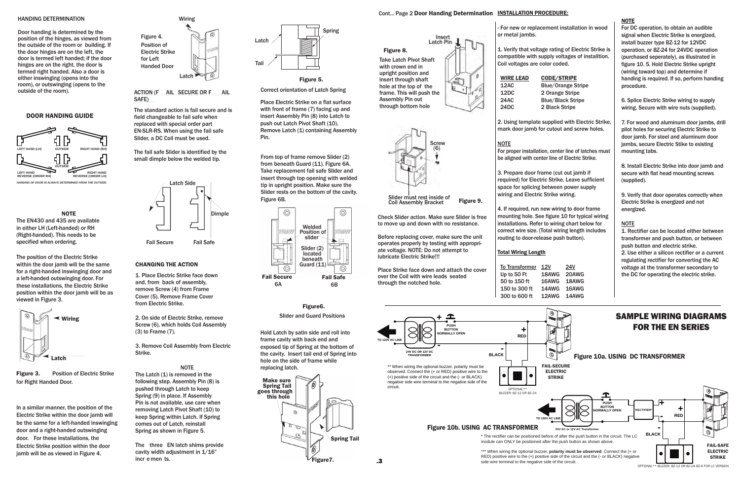HANDING DETERMINATION

Door handing is determined by the position of the hinges, as viewed from the outside of the room or building. If the door hinges are on the left, the door is termed left handed; if the door hinges are on the right, the door is termed right handed. Also a door is either inswinging (opens into the room), or outswinging (opens to the outside of the room).

## DOOR HANDING GUIDE

LEFT HAND (LH) OUTSIDE RIGHT HAND (RH)

OUTSIDE

LEFT HAND REVERSE (ORDER RH) RIGHT HAND REVERSE (ORDER LH)

*HANDING OF DOOR IS ALWAYS DETERMINED FROM THE OUTSIDE.*

**NOTE**

The EN430 and 435 are available in either LH (Left-handed) or RH (Right-handed). This needs to be specified when ordering.

The position of the Electric Strike within the door jamb will be the same for a right-handed inswinging door and a left-handed outswinging door. For these installations, the Electric Strike position within the door jamb will be as viewed in Figure 3.

Wiring

Latch

**Figure 3.** Position of Electric Strike for Right Handed Door.

In a similar manner, the position of the Electric Strike within the door jamb will be the same for a left-handed inswinging door and a right-handed outswinging door. For these installations, the Electric Strike position within the door jamb will be as viewed in Figure 4.

Wiring

Figure 4. Position of Electric Strike for Left Handed Door

Latch

ACTION (FAIL SECURE OR FAIL SAFE)

The standard action is fail secure and is field changeable to fail safe when replaced with special order part EN-SLR-RS. When using the fail safe Slider, a DC Coil must be used.

The fail safe Slider is identified by the small dimple below the welded tip.

Latch Side

Dimple

Fail Secure Fail Safe

### CHANGING THE ACTION

1. Place Electric Strike face down and, from back of assembly, remove Screw (4) from Frame Cover (5). Remove Frame Cover from Electric Strike.

2. On side of Electric Strike, remove Screw (6), which holds Coil Assembly (3) to Frame (7).

3. Remove Coil Assembly from Electric Strike.

**NOTE**

The Latch (1) is removed in the following step. Assembly Pin (8) is pushed through Latch to keep Spring (9) in place. If Assembly Pin is not available, use care when removing Latch Pivot Shaft (10) to keep Spring within Latch. If Spring comes out of Latch, reinstall Spring as shown in Figure 5.

The three EN latch shims provide cavity width adjustment in 1/16" increments.

Latch

Spring

Tail

**Figure 5.**

Correct orientation of Latch Spring

Place Electric Strike on a flat surface with front of frame (7) facing up and insert Assembly Pin (8) into Latch to push out Latch Pivot Shaft (10). Remove Latch (1) containing Assembly Pin.

From top of frame remove Slider (2) from beneath Guard (11). Figure 6A. Take replacement fail safe Slider and insert through top opening with welded tip in upright position. Make sure the Slider rests on the bottom of the cavity. Figure 6B.

Welded Position of slider

Slider (2) located beneath Guard (11)

**Fail Secure** 6A

**Fail Safe** 6B

**Figure6.**

Slider and Guard Positions

Hold Latch by satin side and roll into frame cavity with back end and exposed tip of Spring at the bottom of the cavity. Insert tail end of Spring into hole on the side of frame while replacing latch.

**Make sure Spring Tail goes through this hole**

**Spring Tail**

**Figure7.**

Cont... Page 2 **Door Handing Determination**

**Figure 8.**

Take Latch Pivot Shaft with crown end in upright position and insert through shaft hole at the top of the frame. This will push the Assembly Pin out through bottom hole

Insert Latch Pin

Screw (6)

Slider must rest inside of Coil Assembly Bracket

**Figure 9.**

Check Slider action. Make sure Slider is free to move up and down with no resistance.

Before replacing cover, make sure the unit operates properly by testing with appropriate voltage. NOTE: Do not attempt to lubricate Electric Strike!!!

Place Strike face down and attach the cover over the Coil with wire leads seated through the notched hole.

**INSTALLATION PROCEDURE:**

- For new or replacement installation in wood or metal jambs.

1. Verify that voltage rating of Electric Strike is compatible with supply voltages of installtion. Coil voltages are color coded.

| WIRE LEAD | CODE/STRIPE |
|---|---|
| 12AC | Blue/Orange Stripe |
| 12DC | 2 Orange Stripe |
| 24AC | Blue/Black Stripe |
| 24DC | 2 Black Stripe |

2. Using template supplied with Electric Strike, mark door jamb for cutout and screw holes.

**NOTE**

For proper installation, center line of latches must be aligned with center line of Electric Strike.

3. Prepare door frame (cut out jamb if required) for Electric Strike. Leave sufficient space for splicing between power supply wiring and Electric Strike wiring.

4. If required, run new wiring to door frame mounting hole. See figure 10 for typical wiring installations. Refer to wiring chart below for correct wire size. (Total wiring length includes routing to door-release push button).

**Total Wiring Length**

| To Transformer | 12V | 24V |
|---|---|---|
| Up to 50 Ft | 18AWG | 20AWG |
| 50 to 150 ft | 16AWG | 18AWG |
| 150 to 300 ft | 14AWG | 16AWG |
| 300 to 600 ft | 12AWG | 14AWG |

**NOTE**

For DC operation, to obtain an audible signal when Electric Strike is energized, install buzzer type BZ-12 for 12VDC operation, or BZ-24 for 24VDC operation (purchased seperately), as illustrated in figure 10. 5. Hold Electric Strike upright (wiring toward top) and determine if handing is required. If so, perform handing procedure.

6. Splice Electric Strike wiring to supply wiring. Secure with wire nuts (supplied).

7. For wood and aluminum door jambs, drill pilot holes for securing Electric Strike to door jamb. For steel and aluminum door jambs, secure Electric Stike to existing mounting tabs.

8. Install Electric Strike into door jamb and secure with flat head mounting screws (supplied).

9. Verify that door operates correctly when Electric Strike is energized and not energized.

**NOTE**

1. Rectifier can be located either between transformer and push button, or between push button and electric strike.
2. Use either a silicon rectifier or a current regulating rectifier for converting the AC voltage at the transformer secondary to the DC for operating the electric strike.

## SAMPLE WIRING DIAGRAMS FOR THE EN SERiES

TO 120V AC LINE

24V DC OR 12V DC TRANSFORMER

PUSH BUTTON NORMALLY OPEN

RED

BLACK

FAIL-SECURE ELECTRIC STRIKE

OPTIONAL** BUZZER: BZ-12 OR BZ-24

**Figure 10a. USING DC TRANSFORMER**

** When wiring the optional buzzer, polarity must be observed. Connect the (+ or RED) positive wire to the (+) positive side of the circuit and the (- or BLACK) negative side wire terminal to the negative side of the circuit.

TO 120V AC LINE

24V AC or 12V AC Transformer

PUSH BUTTON NORMALLY OPEN

RECTIFIER*

RED

BLACK

FAIL-SAFE ELECTRIC STRIKE

**Figure 10b. USING AC TRANSFORMER**

* The rectifier can be positioned before of after the push button in the circuit. The LC module can ONLY be positioned after the push button as shown above.

*** When wiring the optional buzzer, **polarity must be observed**. Connect the (+ or RED) positive wire to the (+) positive side of the circuit and the (- or BLACK) negative side wire terminal to the negative side of the circuit.

OPTIONAL** BUZZER: BZ-12 OR BZ-24 BZ-6 FOR LC VERSION